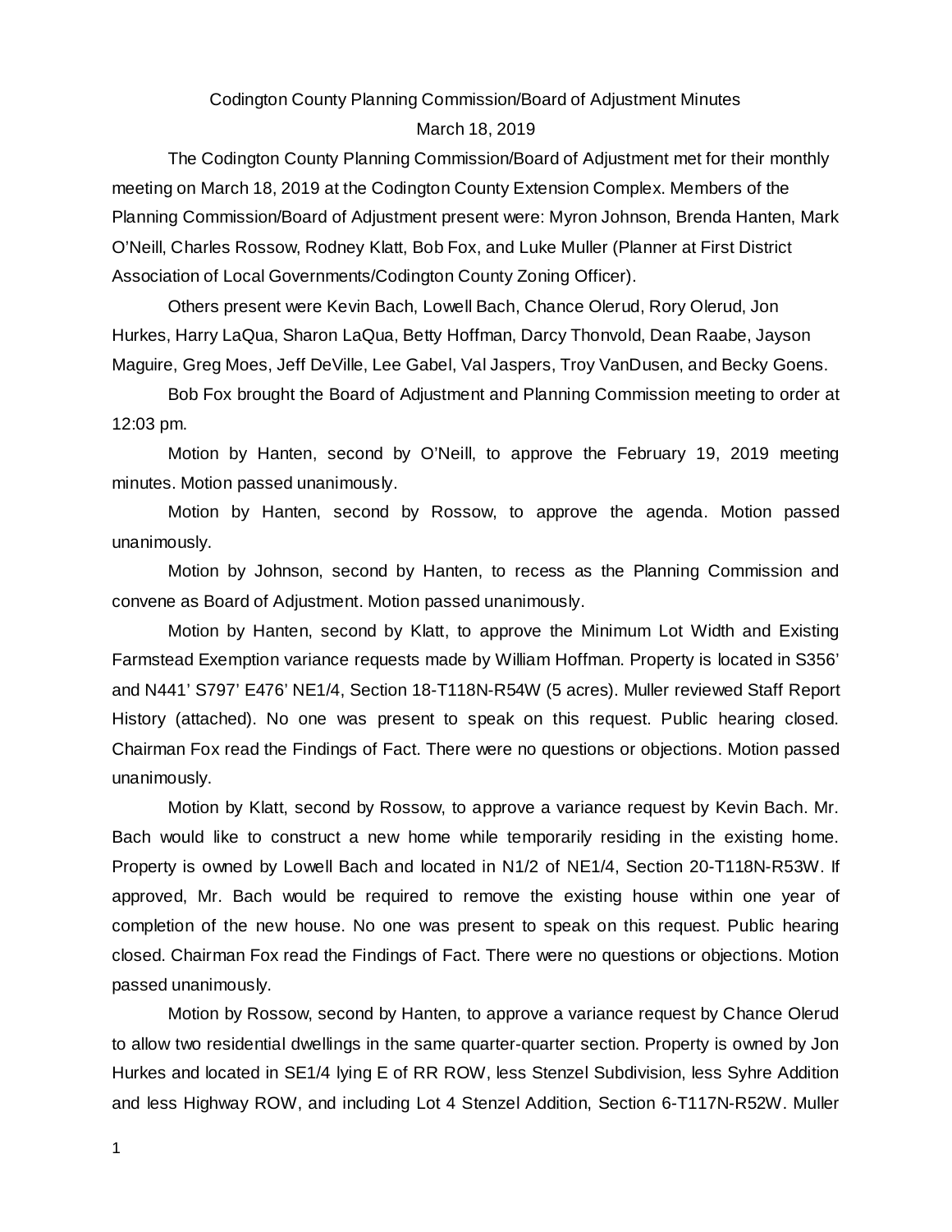Codington County Planning Commission/Board of Adjustment Minutes

March 18, 2019

The Codington County Planning Commission/Board of Adjustment met for their monthly meeting on March 18, 2019 at the Codington County Extension Complex. Members of the Planning Commission/Board of Adjustment present were: Myron Johnson, Brenda Hanten, Mark O'Neill, Charles Rossow, Rodney Klatt, Bob Fox, and Luke Muller (Planner at First District Association of Local Governments/Codington County Zoning Officer).

Others present were Kevin Bach, Lowell Bach, Chance Olerud, Rory Olerud, Jon Hurkes, Harry LaQua, Sharon LaQua, Betty Hoffman, Darcy Thonvold, Dean Raabe, Jayson Maguire, Greg Moes, Jeff DeVille, Lee Gabel, Val Jaspers, Troy VanDusen, and Becky Goens.

Bob Fox brought the Board of Adjustment and Planning Commission meeting to order at 12:03 pm.

Motion by Hanten, second by O'Neill, to approve the February 19, 2019 meeting minutes. Motion passed unanimously.

Motion by Hanten, second by Rossow, to approve the agenda. Motion passed unanimously.

Motion by Johnson, second by Hanten, to recess as the Planning Commission and convene as Board of Adjustment. Motion passed unanimously.

Motion by Hanten, second by Klatt, to approve the Minimum Lot Width and Existing Farmstead Exemption variance requests made by William Hoffman. Property is located in S356' and N441' S797' E476' NE1/4, Section 18-T118N-R54W (5 acres). Muller reviewed Staff Report History (attached). No one was present to speak on this request. Public hearing closed. Chairman Fox read the Findings of Fact. There were no questions or objections. Motion passed unanimously.

Motion by Klatt, second by Rossow, to approve a variance request by Kevin Bach. Mr. Bach would like to construct a new home while temporarily residing in the existing home. Property is owned by Lowell Bach and located in N1/2 of NE1/4, Section 20-T118N-R53W. If approved, Mr. Bach would be required to remove the existing house within one year of completion of the new house. No one was present to speak on this request. Public hearing closed. Chairman Fox read the Findings of Fact. There were no questions or objections. Motion passed unanimously.

Motion by Rossow, second by Hanten, to approve a variance request by Chance Olerud to allow two residential dwellings in the same quarter-quarter section. Property is owned by Jon Hurkes and located in SE1/4 lying E of RR ROW, less Stenzel Subdivision, less Syhre Addition and less Highway ROW, and including Lot 4 Stenzel Addition, Section 6-T117N-R52W. Muller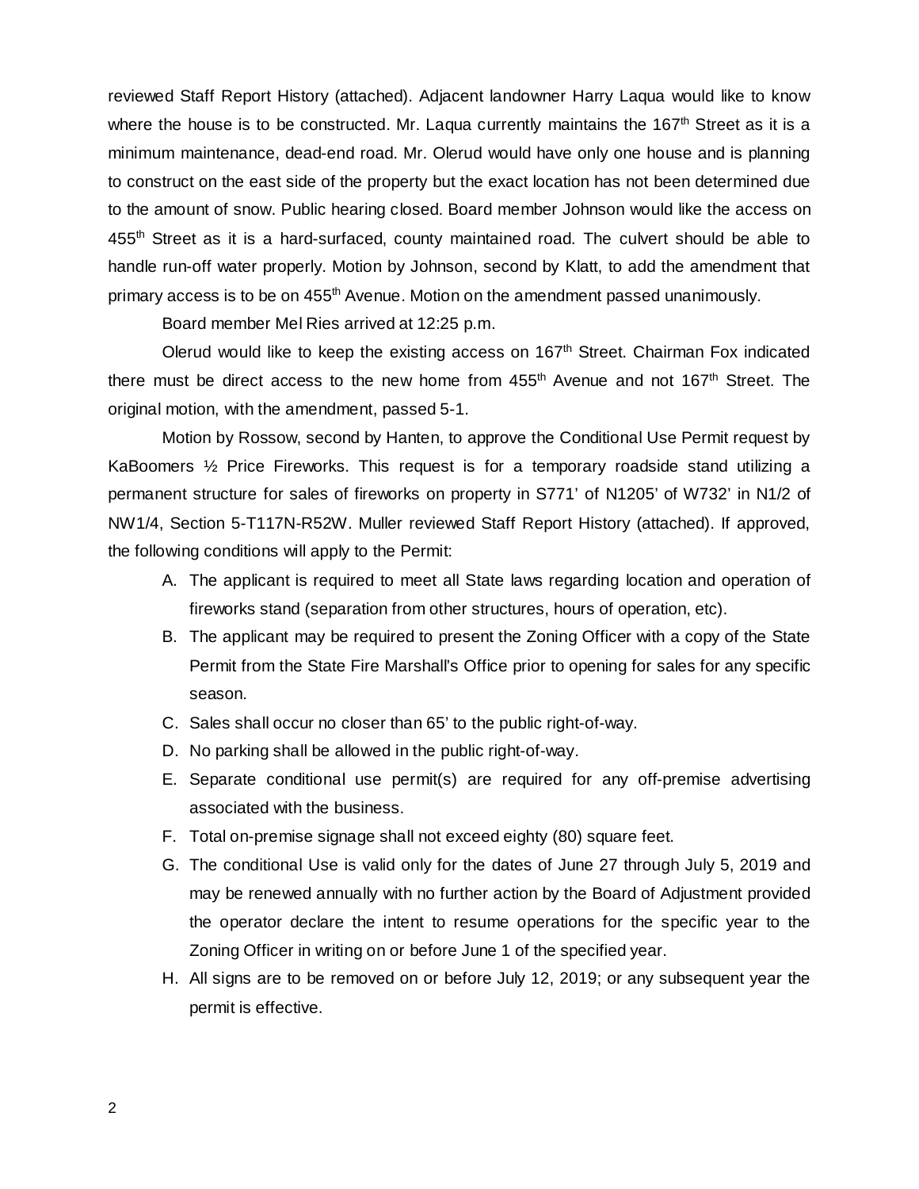reviewed Staff Report History (attached). Adjacent landowner Harry Laqua would like to know where the house is to be constructed. Mr. Laqua currently maintains the 167th Street as it is a minimum maintenance, dead-end road. Mr. Olerud would have only one house and is planning to construct on the east side of the property but the exact location has not been determined due to the amount of snow. Public hearing closed. Board member Johnson would like the access on 455th Street as it is a hard-surfaced, county maintained road. The culvert should be able to handle run-off water properly. Motion by Johnson, second by Klatt, to add the amendment that primary access is to be on 455th Avenue. Motion on the amendment passed unanimously.

Board member Mel Ries arrived at 12:25 p.m.

Olerud would like to keep the existing access on 167th Street. Chairman Fox indicated there must be direct access to the new home from 455th Avenue and not 167th Street. The original motion, with the amendment, passed 5-1.

Motion by Rossow, second by Hanten, to approve the Conditional Use Permit request by KaBoomers ½ Price Fireworks. This request is for a temporary roadside stand utilizing a permanent structure for sales of fireworks on property in S771' of N1205' of W732' in N1/2 of NW1/4, Section 5-T117N-R52W. Muller reviewed Staff Report History (attached). If approved, the following conditions will apply to the Permit:

A. The applicant is required to meet all State laws regarding location and operation of fireworks stand (separation from other structures, hours of operation, etc).
B. The applicant may be required to present the Zoning Officer with a copy of the State Permit from the State Fire Marshall's Office prior to opening for sales for any specific season.
C. Sales shall occur no closer than 65' to the public right-of-way.
D. No parking shall be allowed in the public right-of-way.
E. Separate conditional use permit(s) are required for any off-premise advertising associated with the business.
F. Total on-premise signage shall not exceed eighty (80) square feet.
G. The conditional Use is valid only for the dates of June 27 through July 5, 2019 and may be renewed annually with no further action by the Board of Adjustment provided the operator declare the intent to resume operations for the specific year to the Zoning Officer in writing on or before June 1 of the specified year.
H. All signs are to be removed on or before July 12, 2019; or any subsequent year the permit is effective.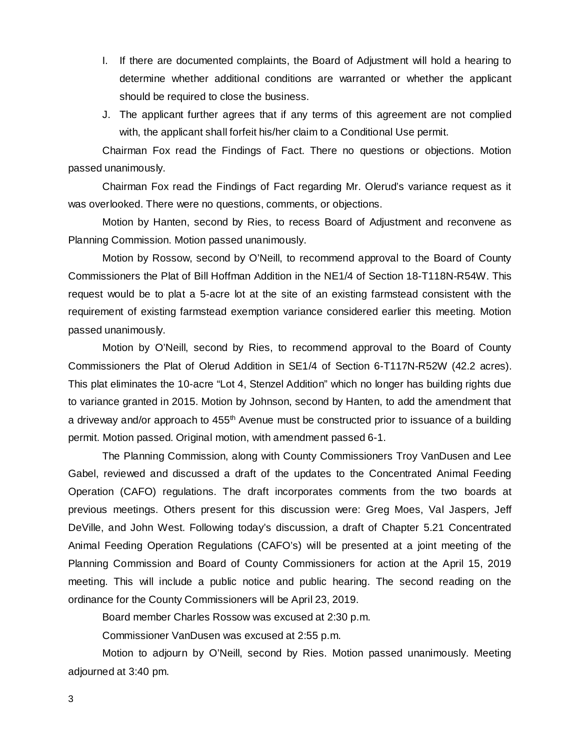I. If there are documented complaints, the Board of Adjustment will hold a hearing to determine whether additional conditions are warranted or whether the applicant should be required to close the business.

J. The applicant further agrees that if any terms of this agreement are not complied with, the applicant shall forfeit his/her claim to a Conditional Use permit.

Chairman Fox read the Findings of Fact. There no questions or objections. Motion passed unanimously.

Chairman Fox read the Findings of Fact regarding Mr. Olerud's variance request as it was overlooked. There were no questions, comments, or objections.

Motion by Hanten, second by Ries, to recess Board of Adjustment and reconvene as Planning Commission. Motion passed unanimously.

Motion by Rossow, second by O'Neill, to recommend approval to the Board of County Commissioners the Plat of Bill Hoffman Addition in the NE1/4 of Section 18-T118N-R54W. This request would be to plat a 5-acre lot at the site of an existing farmstead consistent with the requirement of existing farmstead exemption variance considered earlier this meeting. Motion passed unanimously.

Motion by O'Neill, second by Ries, to recommend approval to the Board of County Commissioners the Plat of Olerud Addition in SE1/4 of Section 6-T117N-R52W (42.2 acres). This plat eliminates the 10-acre "Lot 4, Stenzel Addition" which no longer has building rights due to variance granted in 2015. Motion by Johnson, second by Hanten, to add the amendment that a driveway and/or approach to 455th Avenue must be constructed prior to issuance of a building permit. Motion passed. Original motion, with amendment passed 6-1.

The Planning Commission, along with County Commissioners Troy VanDusen and Lee Gabel, reviewed and discussed a draft of the updates to the Concentrated Animal Feeding Operation (CAFO) regulations. The draft incorporates comments from the two boards at previous meetings. Others present for this discussion were: Greg Moes, Val Jaspers, Jeff DeVille, and John West. Following today's discussion, a draft of Chapter 5.21 Concentrated Animal Feeding Operation Regulations (CAFO's) will be presented at a joint meeting of the Planning Commission and Board of County Commissioners for action at the April 15, 2019 meeting. This will include a public notice and public hearing. The second reading on the ordinance for the County Commissioners will be April 23, 2019.

Board member Charles Rossow was excused at 2:30 p.m.

Commissioner VanDusen was excused at 2:55 p.m.

Motion to adjourn by O'Neill, second by Ries. Motion passed unanimously. Meeting adjourned at 3:40 pm.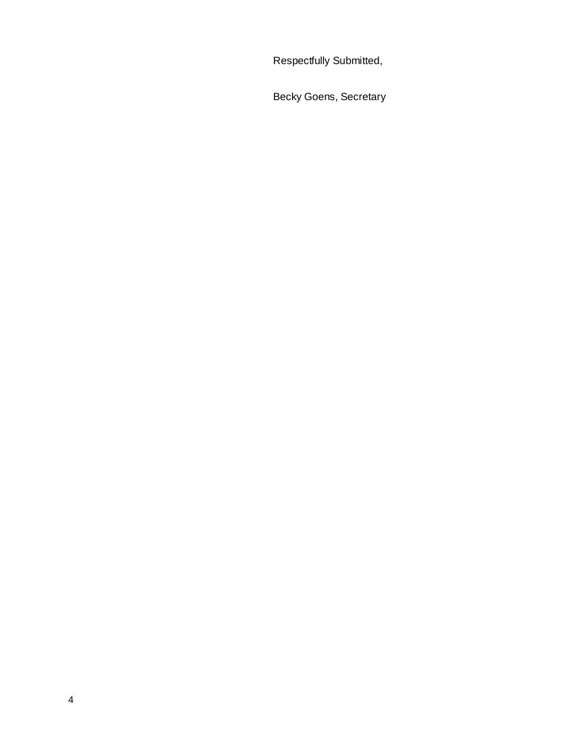Respectfully Submitted,

Becky Goens, Secretary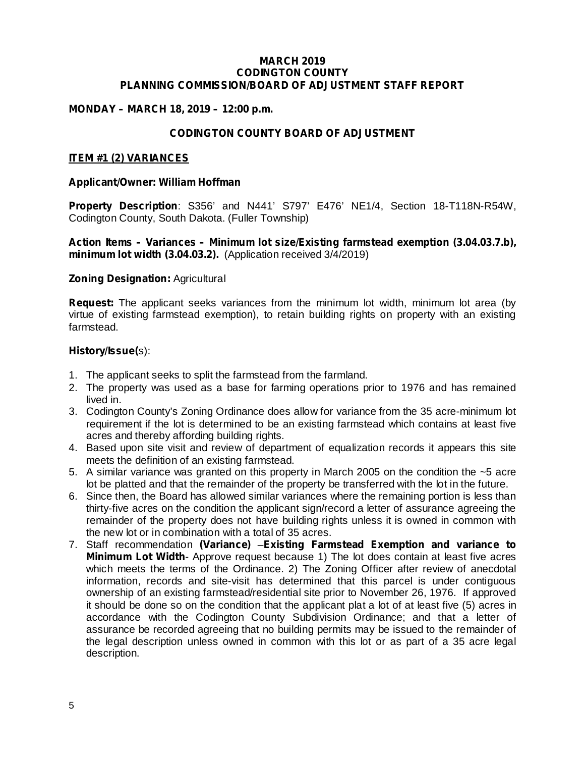**MARCH 2019**
**CODINGTON COUNTY**
**PLANNING COMMISSION/BOARD OF ADJUSTMENT STAFF REPORT**

**MONDAY – MARCH 18, 2019 – 12:00 p.m.**

## CODINGTON COUNTY BOARD OF ADJUSTMENT

### ITEM #1 (2) VARIANCES

**Applicant/Owner: William Hoffman**

**Property Description**: S356' and N441' S797' E476' NE1/4, Section 18-T118N-R54W, Codington County, South Dakota. (Fuller Township)

**Action Items – Variances – Minimum lot size/Existing farmstead exemption (3.04.03.7.b), minimum lot width (3.04.03.2).** (Application received 3/4/2019)

**Zoning Designation:** Agricultural

**Request:** The applicant seeks variances from the minimum lot width, minimum lot area (by virtue of existing farmstead exemption), to retain building rights on property with an existing farmstead.

**History/Issue(**s):

1. The applicant seeks to split the farmstead from the farmland.
2. The property was used as a base for farming operations prior to 1976 and has remained lived in.
3. Codington County's Zoning Ordinance does allow for variance from the 35 acre-minimum lot requirement if the lot is determined to be an existing farmstead which contains at least five acres and thereby affording building rights.
4. Based upon site visit and review of department of equalization records it appears this site meets the definition of an existing farmstead.
5. A similar variance was granted on this property in March 2005 on the condition the ~5 acre lot be platted and that the remainder of the property be transferred with the lot in the future.
6. Since then, the Board has allowed similar variances where the remaining portion is less than thirty-five acres on the condition the applicant sign/record a letter of assurance agreeing the remainder of the property does not have building rights unless it is owned in common with the new lot or in combination with a total of 35 acres.
7. Staff recommendation **(Variance)** –**Existing Farmstead Exemption and variance to Minimum Lot Width**- Approve request because 1) The lot does contain at least five acres which meets the terms of the Ordinance. 2) The Zoning Officer after review of anecdotal information, records and site-visit has determined that this parcel is under contiguous ownership of an existing farmstead/residential site prior to November 26, 1976. If approved it should be done so on the condition that the applicant plat a lot of at least five (5) acres in accordance with the Codington County Subdivision Ordinance; and that a letter of assurance be recorded agreeing that no building permits may be issued to the remainder of the legal description unless owned in common with this lot or as part of a 35 acre legal description.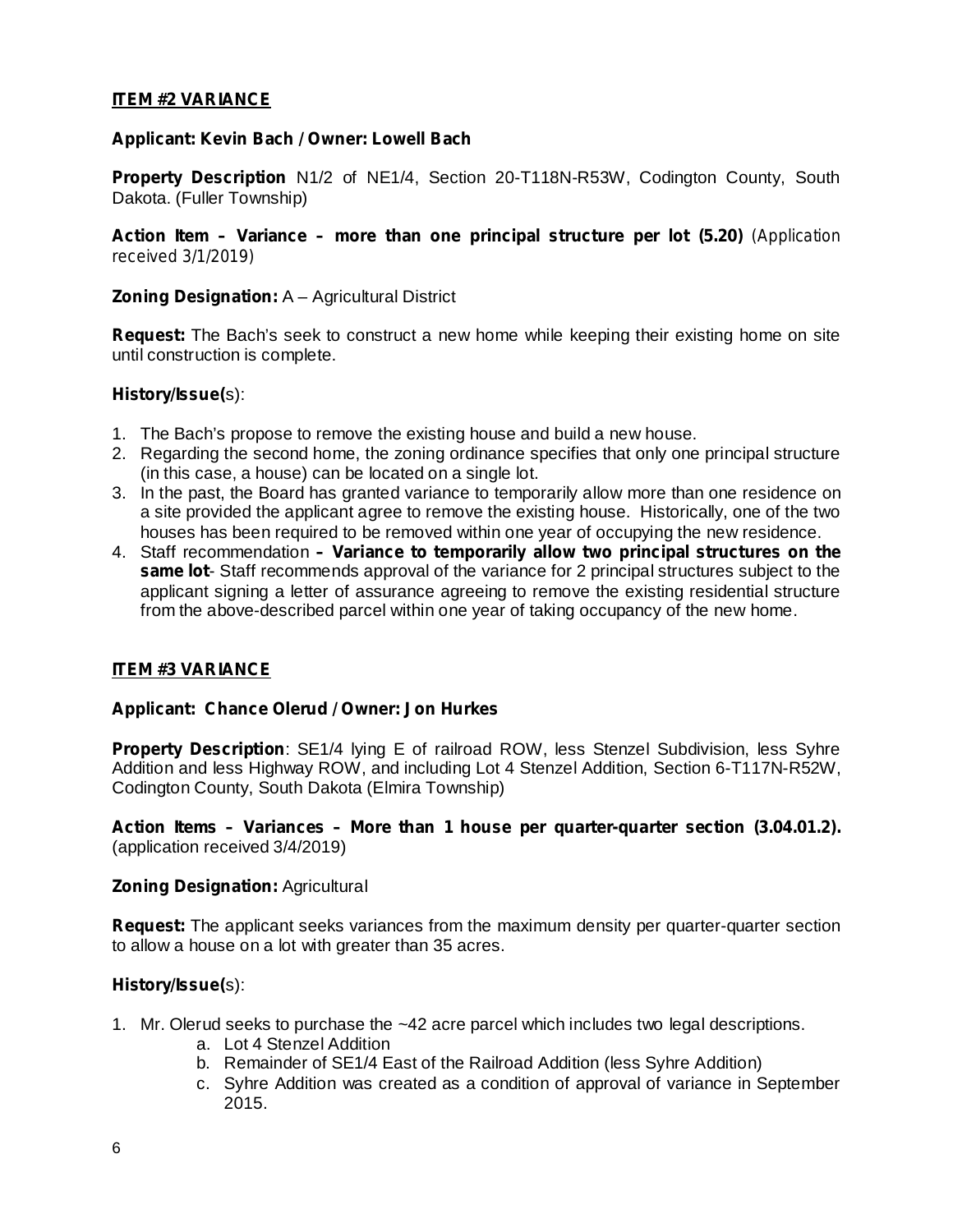## ITEM #2 VARIANCE

**Applicant: Kevin Bach / Owner: Lowell Bach**

**Property Description** N1/2 of NE1/4, Section 20-T118N-R53W, Codington County, South Dakota. (Fuller Township)

**Action Item – Variance – more than one principal structure per lot (5.20)** (Application received 3/1/2019)

**Zoning Designation:** A – Agricultural District

**Request:** The Bach's seek to construct a new home while keeping their existing home on site until construction is complete.

**History/Issue(**s):

1. The Bach's propose to remove the existing house and build a new house.
2. Regarding the second home, the zoning ordinance specifies that only one principal structure (in this case, a house) can be located on a single lot.
3. In the past, the Board has granted variance to temporarily allow more than one residence on a site provided the applicant agree to remove the existing house. Historically, one of the two houses has been required to be removed within one year of occupying the new residence.
4. Staff recommendation **– Variance to temporarily allow two principal structures on the same lot**- Staff recommends approval of the variance for 2 principal structures subject to the applicant signing a letter of assurance agreeing to remove the existing residential structure from the above-described parcel within one year of taking occupancy of the new home.

## ITEM #3 VARIANCE

**Applicant: Chance Olerud / Owner: Jon Hurkes**

**Property Description**: SE1/4 lying E of railroad ROW, less Stenzel Subdivision, less Syhre Addition and less Highway ROW, and including Lot 4 Stenzel Addition, Section 6-T117N-R52W, Codington County, South Dakota (Elmira Township)

**Action Items – Variances – More than 1 house per quarter-quarter section (3.04.01.2).** (application received 3/4/2019)

**Zoning Designation:** Agricultural

**Request:** The applicant seeks variances from the maximum density per quarter-quarter section to allow a house on a lot with greater than 35 acres.

**History/Issue(**s):

1. Mr. Olerud seeks to purchase the ~42 acre parcel which includes two legal descriptions.
   a. Lot 4 Stenzel Addition
   b. Remainder of SE1/4 East of the Railroad Addition (less Syhre Addition)
   c. Syhre Addition was created as a condition of approval of variance in September 2015.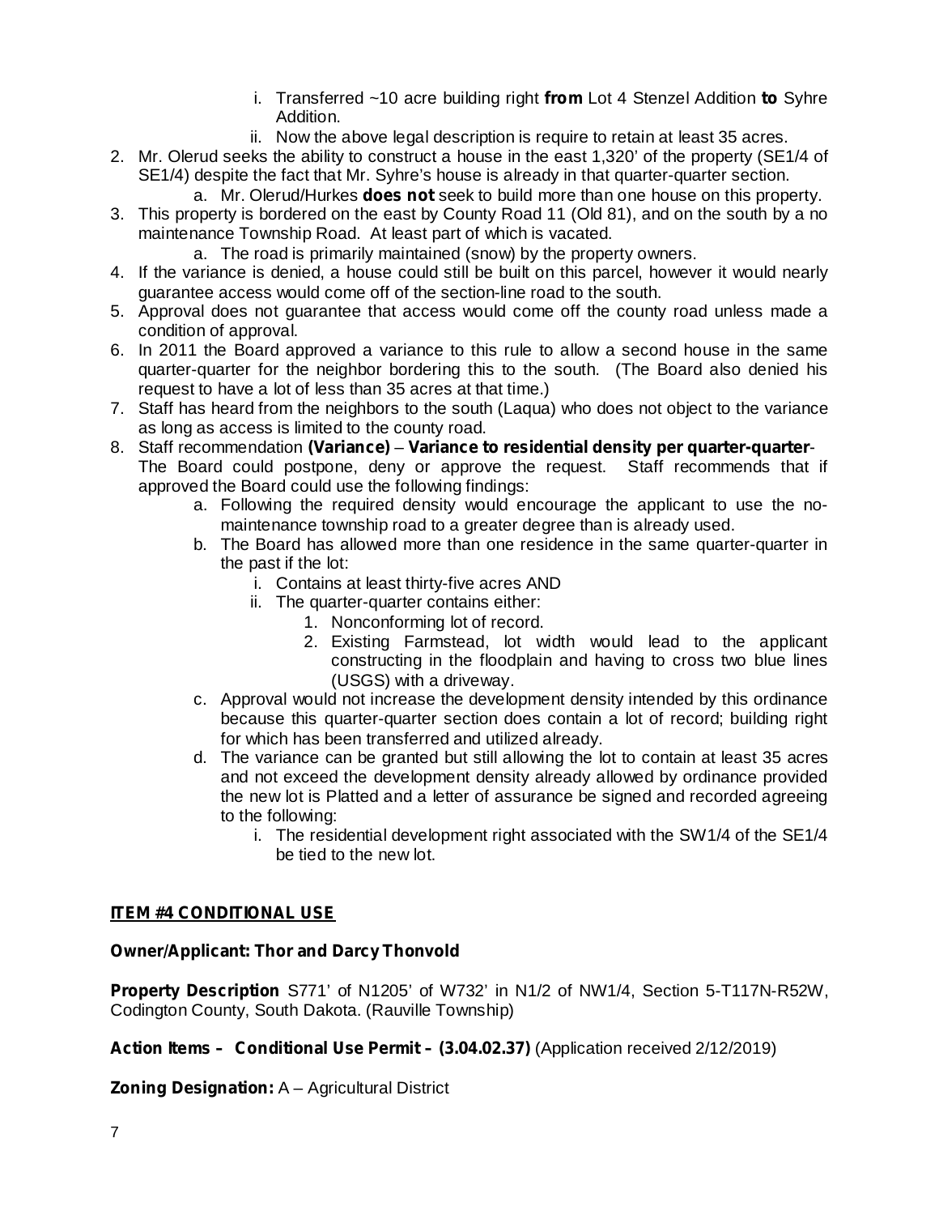- i. Transferred ~10 acre building right **from** Lot 4 Stenzel Addition **to** Syhre Addition.
   - ii. Now the above legal description is require to retain at least 35 acres.

2. Mr. Olerud seeks the ability to construct a house in the east 1,320' of the property (SE1/4 of SE1/4) despite the fact that Mr. Syhre's house is already in that quarter-quarter section.
   - a. Mr. Olerud/Hurkes **does not** seek to build more than one house on this property.
3. This property is bordered on the east by County Road 11 (Old 81), and on the south by a no maintenance Township Road. At least part of which is vacated.
   - a. The road is primarily maintained (snow) by the property owners.
4. If the variance is denied, a house could still be built on this parcel, however it would nearly guarantee access would come off of the section-line road to the south.
5. Approval does not guarantee that access would come off the county road unless made a condition of approval.
6. In 2011 the Board approved a variance to this rule to allow a second house in the same quarter-quarter for the neighbor bordering this to the south. (The Board also denied his request to have a lot of less than 35 acres at that time.)
7. Staff has heard from the neighbors to the south (Laqua) who does not object to the variance as long as access is limited to the county road.
8. Staff recommendation **(Variance)** – **Variance to residential density per quarter-quarter**- The Board could postpone, deny or approve the request. Staff recommends that if approved the Board could use the following findings:
   - a. Following the required density would encourage the applicant to use the no-maintenance township road to a greater degree than is already used.
   - b. The Board has allowed more than one residence in the same quarter-quarter in the past if the lot:
     - i. Contains at least thirty-five acres AND
     - ii. The quarter-quarter contains either:
       1. Nonconforming lot of record.
       2. Existing Farmstead, lot width would lead to the applicant constructing in the floodplain and having to cross two blue lines (USGS) with a driveway.
   - c. Approval would not increase the development density intended by this ordinance because this quarter-quarter section does contain a lot of record; building right for which has been transferred and utilized already.
   - d. The variance can be granted but still allowing the lot to contain at least 35 acres and not exceed the development density already allowed by ordinance provided the new lot is Platted and a letter of assurance be signed and recorded agreeing to the following:
     - i. The residential development right associated with the SW1/4 of the SE1/4 be tied to the new lot.

## ITEM #4 CONDITIONAL USE

**Owner/Applicant: Thor and Darcy Thonvold**

**Property Description** S771' of N1205' of W732' in N1/2 of NW1/4, Section 5-T117N-R52W, Codington County, South Dakota. (Rauville Township)

**Action Items – Conditional Use Permit – (3.04.02.37)** (Application received 2/12/2019)

**Zoning Designation:** A – Agricultural District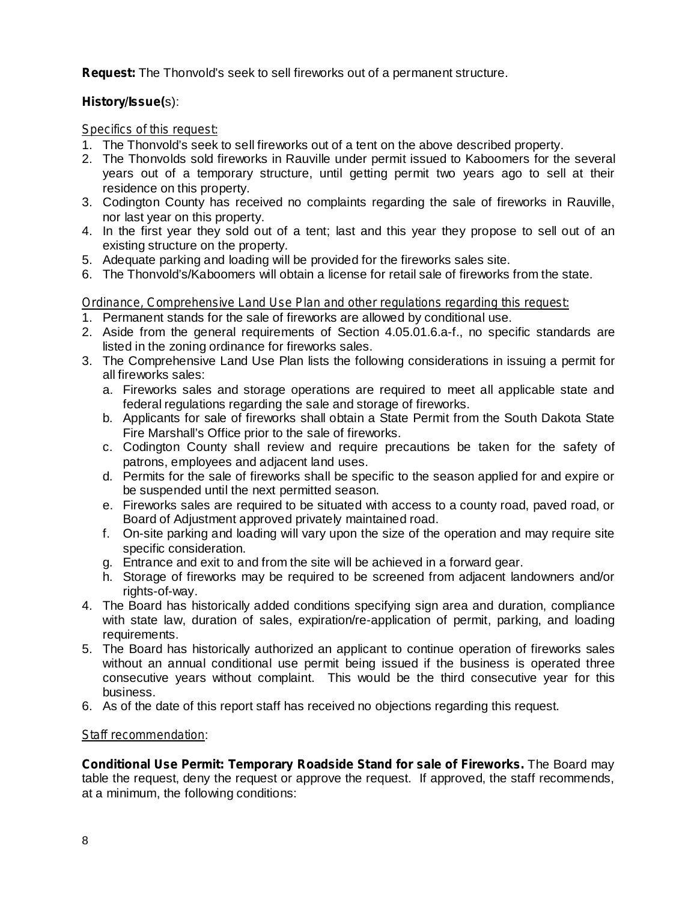**Request:** The Thonvold's seek to sell fireworks out of a permanent structure.

**History/Issue(s):**

*Specifics of this request:*

1. The Thonvold's seek to sell fireworks out of a tent on the above described property.
2. The Thonvolds sold fireworks in Rauville under permit issued to Kaboomers for the several years out of a temporary structure, until getting permit two years ago to sell at their residence on this property.
3. Codington County has received no complaints regarding the sale of fireworks in Rauville, nor last year on this property.
4. In the first year they sold out of a tent; last and this year they propose to sell out of an existing structure on the property.
5. Adequate parking and loading will be provided for the fireworks sales site.
6. The Thonvold's/Kaboomers will obtain a license for retail sale of fireworks from the state.

*Ordinance, Comprehensive Land Use Plan and other regulations regarding this request:*

1. Permanent stands for the sale of fireworks are allowed by conditional use.
2. Aside from the general requirements of Section 4.05.01.6.a-f., no specific standards are listed in the zoning ordinance for fireworks sales.
3. The Comprehensive Land Use Plan lists the following considerations in issuing a permit for all fireworks sales:
   a. Fireworks sales and storage operations are required to meet all applicable state and federal regulations regarding the sale and storage of fireworks.
   b. Applicants for sale of fireworks shall obtain a State Permit from the South Dakota State Fire Marshall's Office prior to the sale of fireworks.
   c. Codington County shall review and require precautions be taken for the safety of patrons, employees and adjacent land uses.
   d. Permits for the sale of fireworks shall be specific to the season applied for and expire or be suspended until the next permitted season.
   e. Fireworks sales are required to be situated with access to a county road, paved road, or Board of Adjustment approved privately maintained road.
   f. On-site parking and loading will vary upon the size of the operation and may require site specific consideration.
   g. Entrance and exit to and from the site will be achieved in a forward gear.
   h. Storage of fireworks may be required to be screened from adjacent landowners and/or rights-of-way.
4. The Board has historically added conditions specifying sign area and duration, compliance with state law, duration of sales, expiration/re-application of permit, parking, and loading requirements.
5. The Board has historically authorized an applicant to continue operation of fireworks sales without an annual conditional use permit being issued if the business is operated three consecutive years without complaint. This would be the third consecutive year for this business.
6. As of the date of this report staff has received no objections regarding this request.

*Staff recommendation:*

**Conditional Use Permit: Temporary Roadside Stand for sale of Fireworks.** The Board may table the request, deny the request or approve the request. If approved, the staff recommends, at a minimum, the following conditions: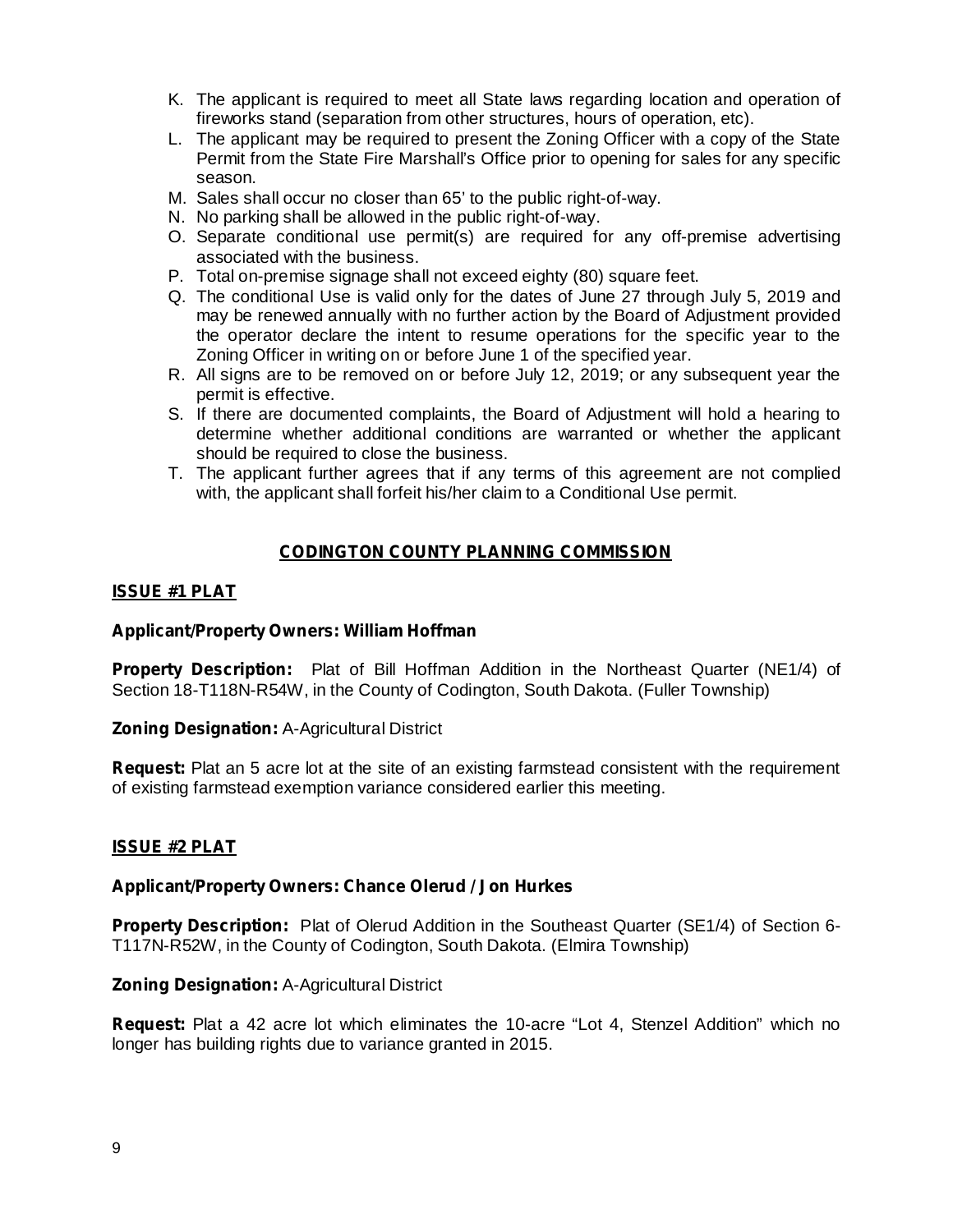K. The applicant is required to meet all State laws regarding location and operation of fireworks stand (separation from other structures, hours of operation, etc).
L. The applicant may be required to present the Zoning Officer with a copy of the State Permit from the State Fire Marshall's Office prior to opening for sales for any specific season.
M. Sales shall occur no closer than 65' to the public right-of-way.
N. No parking shall be allowed in the public right-of-way.
O. Separate conditional use permit(s) are required for any off-premise advertising associated with the business.
P. Total on-premise signage shall not exceed eighty (80) square feet.
Q. The conditional Use is valid only for the dates of June 27 through July 5, 2019 and may be renewed annually with no further action by the Board of Adjustment provided the operator declare the intent to resume operations for the specific year to the Zoning Officer in writing on or before June 1 of the specified year.
R. All signs are to be removed on or before July 12, 2019; or any subsequent year the permit is effective.
S. If there are documented complaints, the Board of Adjustment will hold a hearing to determine whether additional conditions are warranted or whether the applicant should be required to close the business.
T. The applicant further agrees that if any terms of this agreement are not complied with, the applicant shall forfeit his/her claim to a Conditional Use permit.

## CODINGTON COUNTY PLANNING COMMISSION

### ISSUE #1 PLAT

**Applicant/Property Owners: William Hoffman**

**Property Description:** Plat of Bill Hoffman Addition in the Northeast Quarter (NE1/4) of Section 18-T118N-R54W, in the County of Codington, South Dakota. (Fuller Township)

**Zoning Designation:** A-Agricultural District

**Request:** Plat an 5 acre lot at the site of an existing farmstead consistent with the requirement of existing farmstead exemption variance considered earlier this meeting.

### ISSUE #2 PLAT

**Applicant/Property Owners: Chance Olerud / Jon Hurkes**

**Property Description:** Plat of Olerud Addition in the Southeast Quarter (SE1/4) of Section 6-T117N-R52W, in the County of Codington, South Dakota. (Elmira Township)

**Zoning Designation:** A-Agricultural District

**Request:** Plat a 42 acre lot which eliminates the 10-acre "Lot 4, Stenzel Addition" which no longer has building rights due to variance granted in 2015.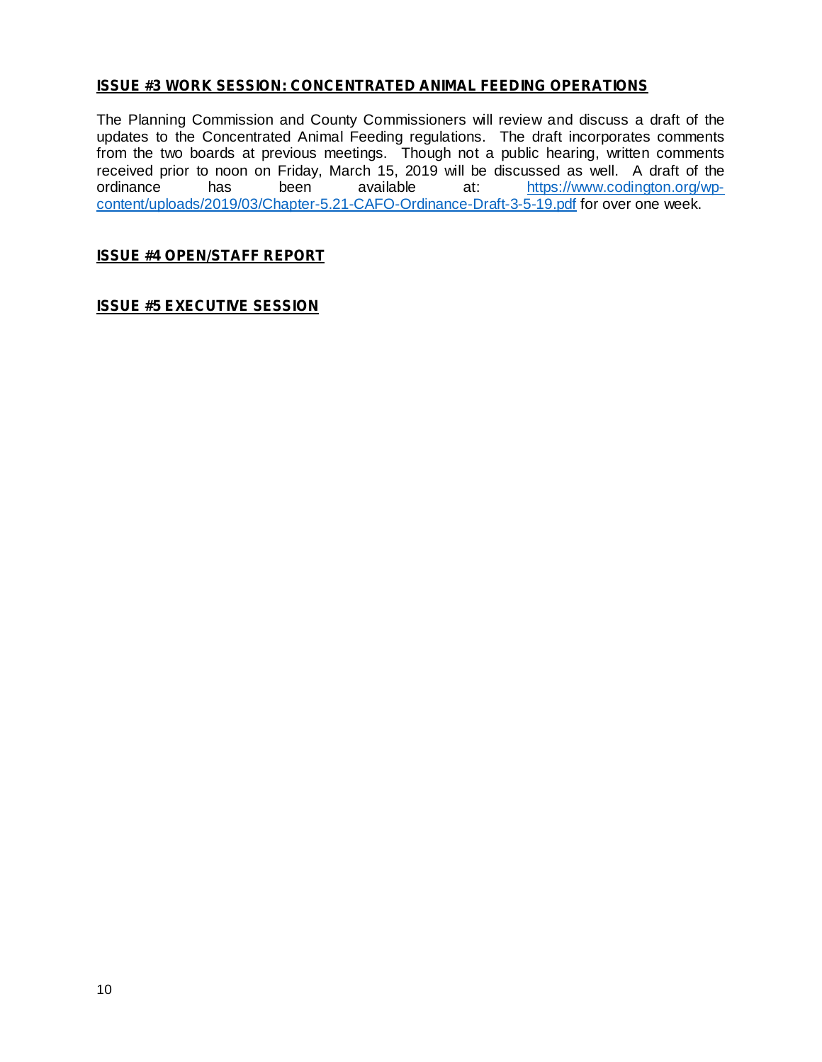## ISSUE #3 WORK SESSION: CONCENTRATED ANIMAL FEEDING OPERATIONS

The Planning Commission and County Commissioners will review and discuss a draft of the updates to the Concentrated Animal Feeding regulations. The draft incorporates comments from the two boards at previous meetings. Though not a public hearing, written comments received prior to noon on Friday, March 15, 2019 will be discussed as well. A draft of the ordinance has been available at: [https://www.codington.org/wp-content/uploads/2019/03/Chapter-5.21-CAFO-Ordinance-Draft-3-5-19.pdf](https://www.codington.org/wp-content/uploads/2019/03/Chapter-5.21-CAFO-Ordinance-Draft-3-5-19.pdf) for over one week.

## ISSUE #4 OPEN/STAFF REPORT

## ISSUE #5 EXECUTIVE SESSION